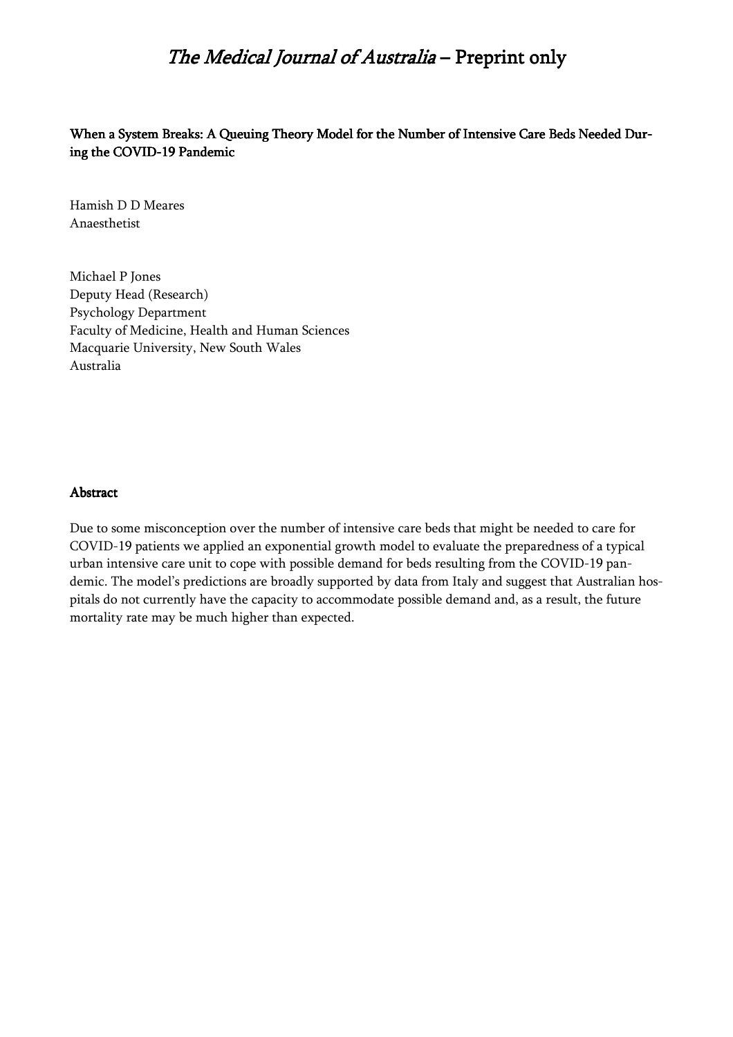# *The Medical Journal of Australia* – Preprint only

**When a System Breaks: A Queuing Theory Model for the Number of Intensive Care Beds Needed During the COVID-19 Pandemic**

Hamish D D Meares
Anaesthetist

Michael P Jones
Deputy Head (Research)
Psychology Department
Faculty of Medicine, Health and Human Sciences
Macquarie University, New South Wales
Australia

## Abstract

Due to some misconception over the number of intensive care beds that might be needed to care for COVID-19 patients we applied an exponential growth model to evaluate the preparedness of a typical urban intensive care unit to cope with possible demand for beds resulting from the COVID-19 pandemic. The model's predictions are broadly supported by data from Italy and suggest that Australian hospitals do not currently have the capacity to accommodate possible demand and, as a result, the future mortality rate may be much higher than expected.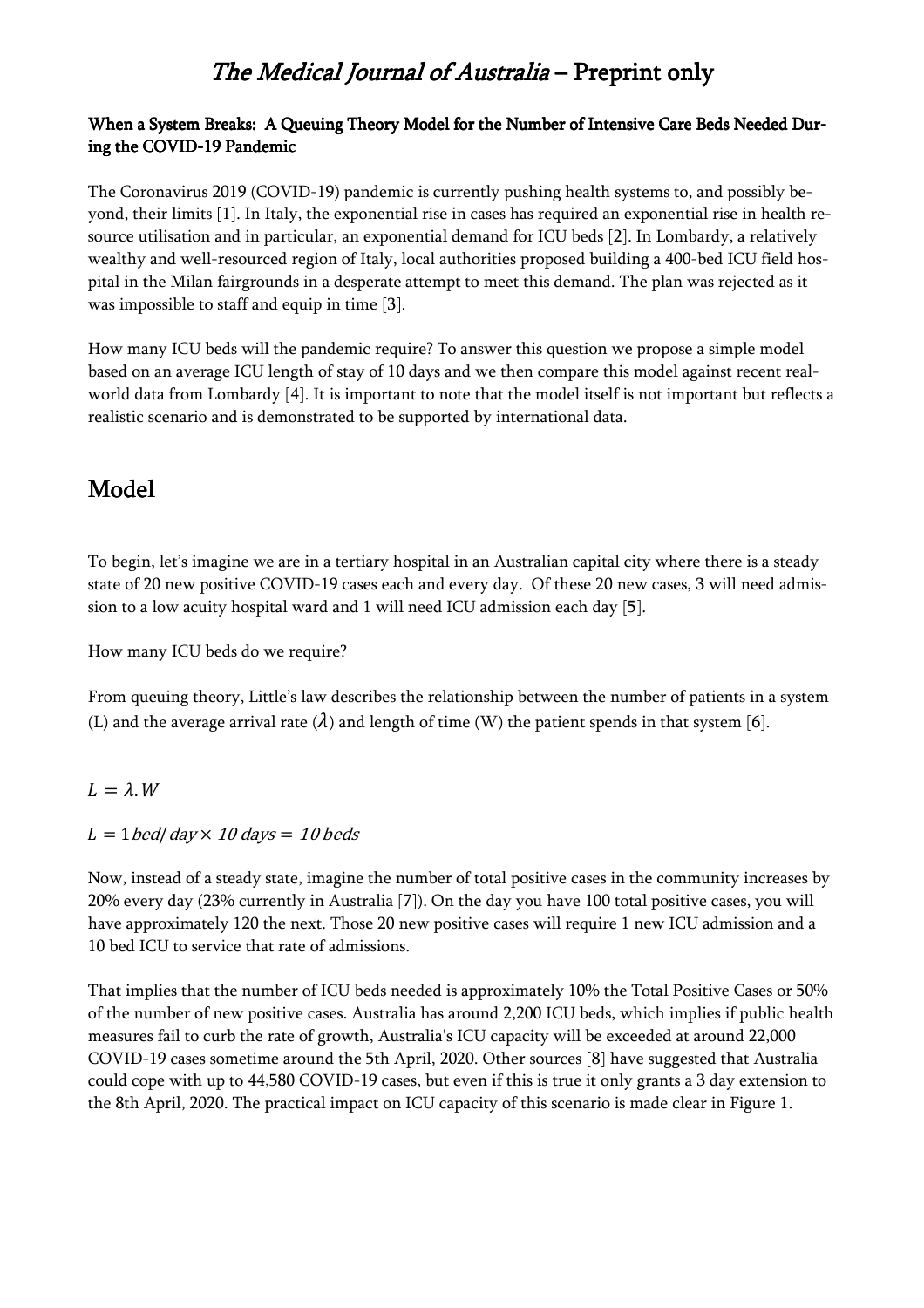# *The Medical Journal of Australia* – Preprint only

**When a System Breaks: A Queuing Theory Model for the Number of Intensive Care Beds Needed During the COVID-19 Pandemic**

The Coronavirus 2019 (COVID-19) pandemic is currently pushing health systems to, and possibly beyond, their limits [1]. In Italy, the exponential rise in cases has required an exponential rise in health resource utilisation and in particular, an exponential demand for ICU beds [2]. In Lombardy, a relatively wealthy and well-resourced region of Italy, local authorities proposed building a 400-bed ICU field hospital in the Milan fairgrounds in a desperate attempt to meet this demand. The plan was rejected as it was impossible to staff and equip in time [3].

How many ICU beds will the pandemic require? To answer this question we propose a simple model based on an average ICU length of stay of 10 days and we then compare this model against recent real-world data from Lombardy [4]. It is important to note that the model itself is not important but reflects a realistic scenario and is demonstrated to be supported by international data.

## Model

To begin, let's imagine we are in a tertiary hospital in an Australian capital city where there is a steady state of 20 new positive COVID-19 cases each and every day. Of these 20 new cases, 3 will need admission to a low acuity hospital ward and 1 will need ICU admission each day [5].

How many ICU beds do we require?

From queuing theory, Little's law describes the relationship between the number of patients in a system (L) and the average arrival rate ($\lambda$) and length of time (W) the patient spends in that system [6].

$$L = \lambda . W$$

$$L = 1\, bed/\, day \times \, 10\, days = \, 10\, beds$$

Now, instead of a steady state, imagine the number of total positive cases in the community increases by 20% every day (23% currently in Australia [7]). On the day you have 100 total positive cases, you will have approximately 120 the next. Those 20 new positive cases will require 1 new ICU admission and a 10 bed ICU to service that rate of admissions.

That implies that the number of ICU beds needed is approximately 10% the Total Positive Cases or 50% of the number of new positive cases. Australia has around 2,200 ICU beds, which implies if public health measures fail to curb the rate of growth, Australia's ICU capacity will be exceeded at around 22,000 COVID-19 cases sometime around the 5th April, 2020. Other sources [8] have suggested that Australia could cope with up to 44,580 COVID-19 cases, but even if this is true it only grants a 3 day extension to the 8th April, 2020. The practical impact on ICU capacity of this scenario is made clear in Figure 1.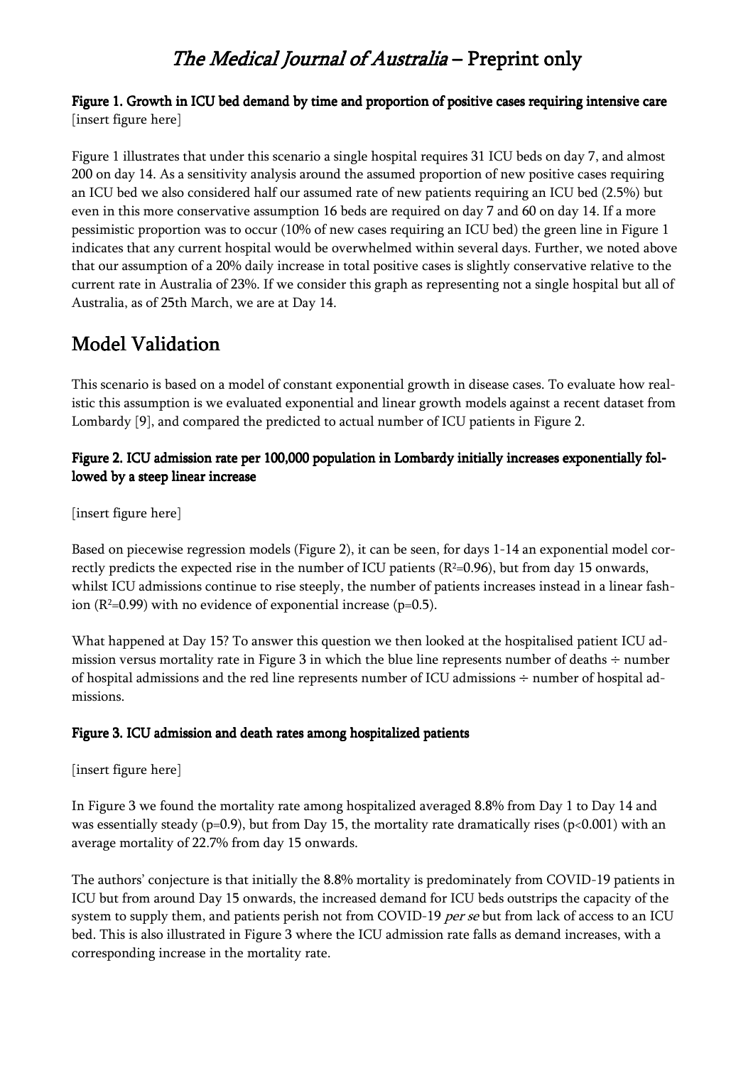**Figure 1. Growth in ICU bed demand by time and proportion of positive cases requiring intensive care**
[insert figure here]

Figure 1 illustrates that under this scenario a single hospital requires 31 ICU beds on day 7, and almost 200 on day 14. As a sensitivity analysis around the assumed proportion of new positive cases requiring an ICU bed we also considered half our assumed rate of new patients requiring an ICU bed (2.5%) but even in this more conservative assumption 16 beds are required on day 7 and 60 on day 14. If a more pessimistic proportion was to occur (10% of new cases requiring an ICU bed) the green line in Figure 1 indicates that any current hospital would be overwhelmed within several days. Further, we noted above that our assumption of a 20% daily increase in total positive cases is slightly conservative relative to the current rate in Australia of 23%. If we consider this graph as representing not a single hospital but all of Australia, as of 25th March, we are at Day 14.

## Model Validation

This scenario is based on a model of constant exponential growth in disease cases. To evaluate how realistic this assumption is we evaluated exponential and linear growth models against a recent dataset from Lombardy [9], and compared the predicted to actual number of ICU patients in Figure 2.

**Figure 2. ICU admission rate per 100,000 population in Lombardy initially increases exponentially followed by a steep linear increase**

[insert figure here]

Based on piecewise regression models (Figure 2), it can be seen, for days 1-14 an exponential model correctly predicts the expected rise in the number of ICU patients ($R^2$=0.96), but from day 15 onwards, whilst ICU admissions continue to rise steeply, the number of patients increases instead in a linear fashion ($R^2$=0.99) with no evidence of exponential increase ($p$=0.5).

What happened at Day 15? To answer this question we then looked at the hospitalised patient ICU admission versus mortality rate in Figure 3 in which the blue line represents number of deaths ÷ number of hospital admissions and the red line represents number of ICU admissions ÷ number of hospital admissions.

**Figure 3. ICU admission and death rates among hospitalized patients**

[insert figure here]

In Figure 3 we found the mortality rate among hospitalized averaged 8.8% from Day 1 to Day 14 and was essentially steady ($p$=0.9), but from Day 15, the mortality rate dramatically rises ($p$<0.001) with an average mortality of 22.7% from day 15 onwards.

The authors' conjecture is that initially the 8.8% mortality is predominately from COVID-19 patients in ICU but from around Day 15 onwards, the increased demand for ICU beds outstrips the capacity of the system to supply them, and patients perish not from COVID-19 *per se* but from lack of access to an ICU bed. This is also illustrated in Figure 3 where the ICU admission rate falls as demand increases, with a corresponding increase in the mortality rate.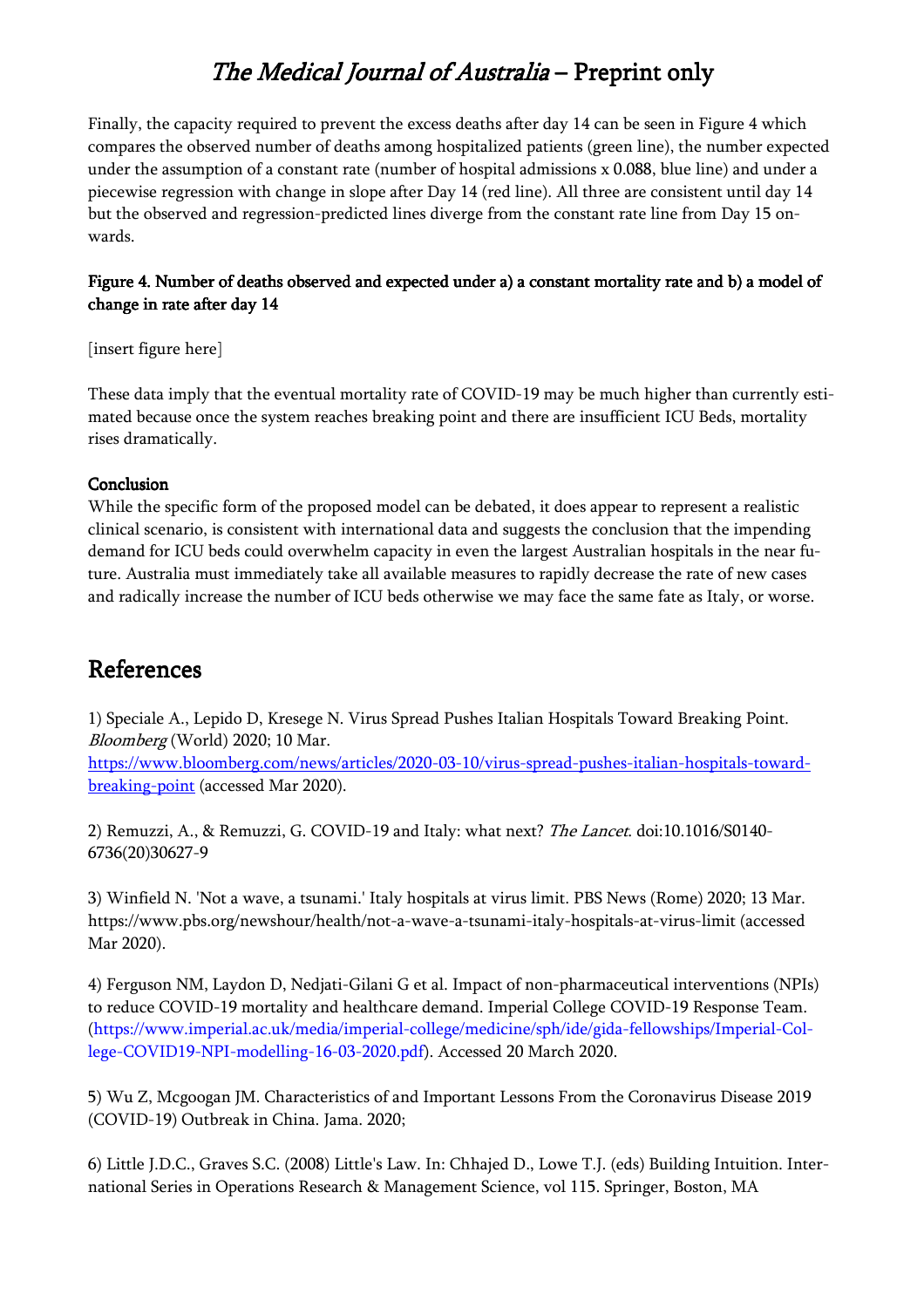Finally, the capacity required to prevent the excess deaths after day 14 can be seen in Figure 4 which compares the observed number of deaths among hospitalized patients (green line), the number expected under the assumption of a constant rate (number of hospital admissions x 0.088, blue line) and under a piecewise regression with change in slope after Day 14 (red line). All three are consistent until day 14 but the observed and regression-predicted lines diverge from the constant rate line from Day 15 onwards.

**Figure 4. Number of deaths observed and expected under a) a constant mortality rate and b) a model of change in rate after day 14**

[insert figure here]

These data imply that the eventual mortality rate of COVID-19 may be much higher than currently estimated because once the system reaches breaking point and there are insufficient ICU Beds, mortality rises dramatically.

**Conclusion**

While the specific form of the proposed model can be debated, it does appear to represent a realistic clinical scenario, is consistent with international data and suggests the conclusion that the impending demand for ICU beds could overwhelm capacity in even the largest Australian hospitals in the near future. Australia must immediately take all available measures to rapidly decrease the rate of new cases and radically increase the number of ICU beds otherwise we may face the same fate as Italy, or worse.

## References

1) Speciale A., Lepido D, Kresege N. Virus Spread Pushes Italian Hospitals Toward Breaking Point. *Bloomberg* (World) 2020; 10 Mar. https://www.bloomberg.com/news/articles/2020-03-10/virus-spread-pushes-italian-hospitals-toward-breaking-point (accessed Mar 2020).

2) Remuzzi, A., & Remuzzi, G. COVID-19 and Italy: what next? *The Lancet*. doi:10.1016/S0140-6736(20)30627-9

3) Winfield N. 'Not a wave, a tsunami.' Italy hospitals at virus limit. PBS News (Rome) 2020; 13 Mar. https://www.pbs.org/newshour/health/not-a-wave-a-tsunami-italy-hospitals-at-virus-limit (accessed Mar 2020).

4) Ferguson NM, Laydon D, Nedjati-Gilani G et al. Impact of non-pharmaceutical interventions (NPIs) to reduce COVID-19 mortality and healthcare demand. Imperial College COVID-19 Response Team. (https://www.imperial.ac.uk/media/imperial-college/medicine/sph/ide/gida-fellowships/Imperial-College-COVID19-NPI-modelling-16-03-2020.pdf). Accessed 20 March 2020.

5) Wu Z, Mcgoogan JM. Characteristics of and Important Lessons From the Coronavirus Disease 2019 (COVID-19) Outbreak in China. Jama. 2020;

6) Little J.D.C., Graves S.C. (2008) Little's Law. In: Chhajed D., Lowe T.J. (eds) Building Intuition. International Series in Operations Research & Management Science, vol 115. Springer, Boston, MA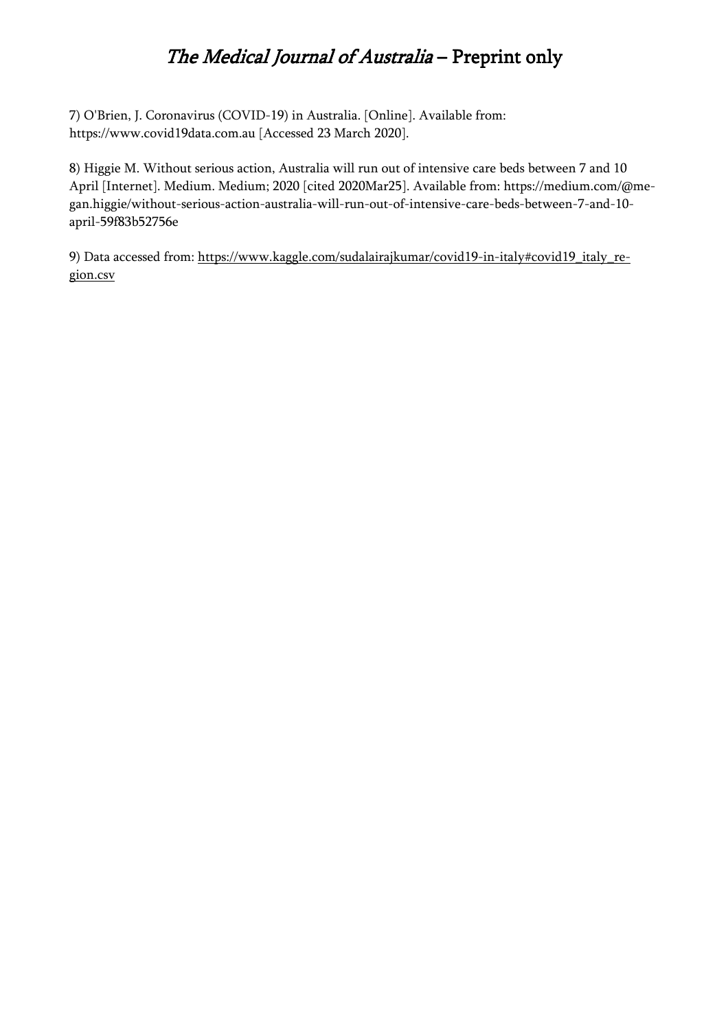7) O'Brien, J. Coronavirus (COVID-19) in Australia. [Online]. Available from: https://www.covid19data.com.au [Accessed 23 March 2020].

8) Higgie M. Without serious action, Australia will run out of intensive care beds between 7 and 10 April [Internet]. Medium. Medium; 2020 [cited 2020Mar25]. Available from: https://medium.com/@megan.higgie/without-serious-action-australia-will-run-out-of-intensive-care-beds-between-7-and-10-april-59f83b52756e

9) Data accessed from: https://www.kaggle.com/sudalairajkumar/covid19-in-italy#covid19_italy_region.csv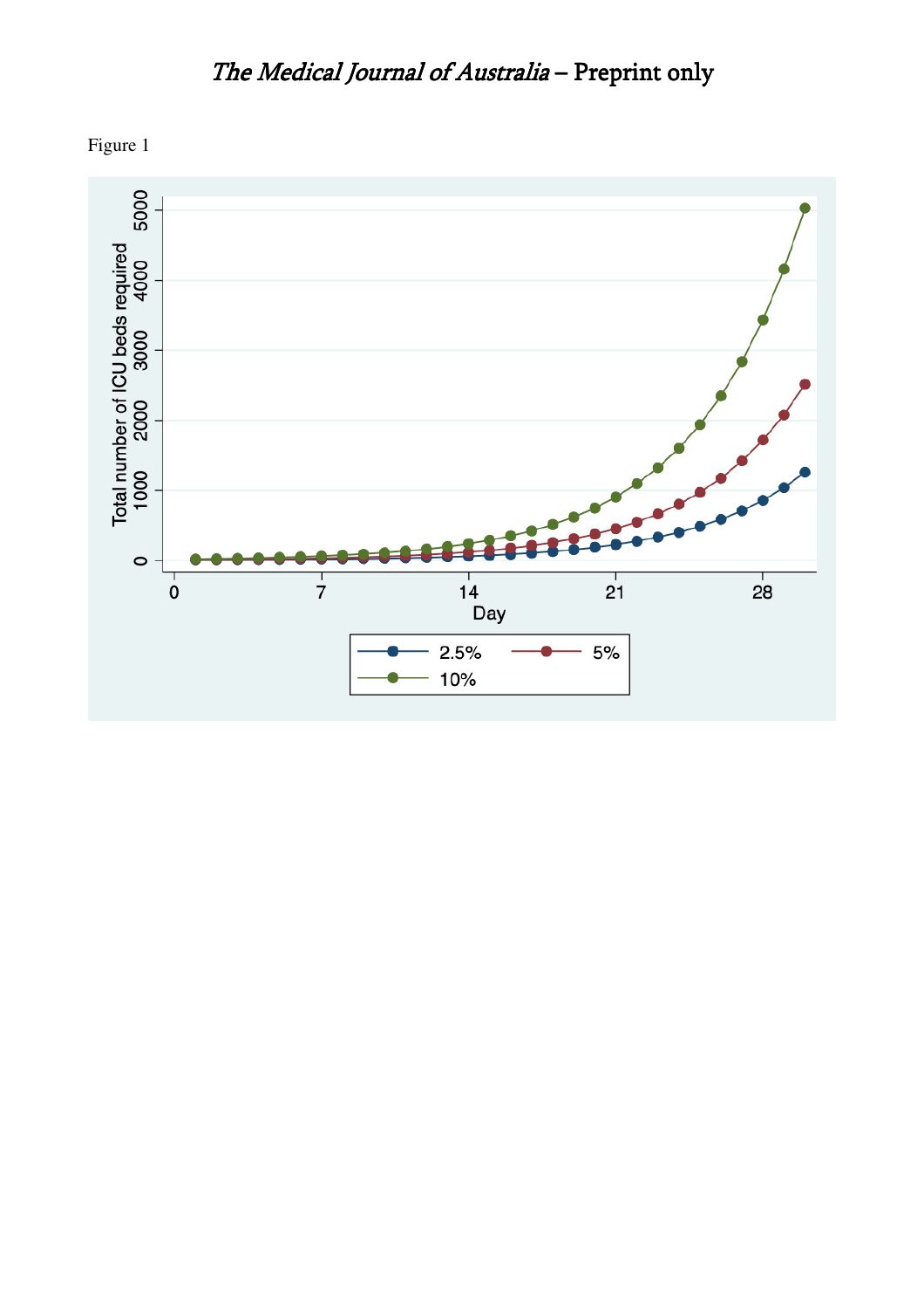Figure 1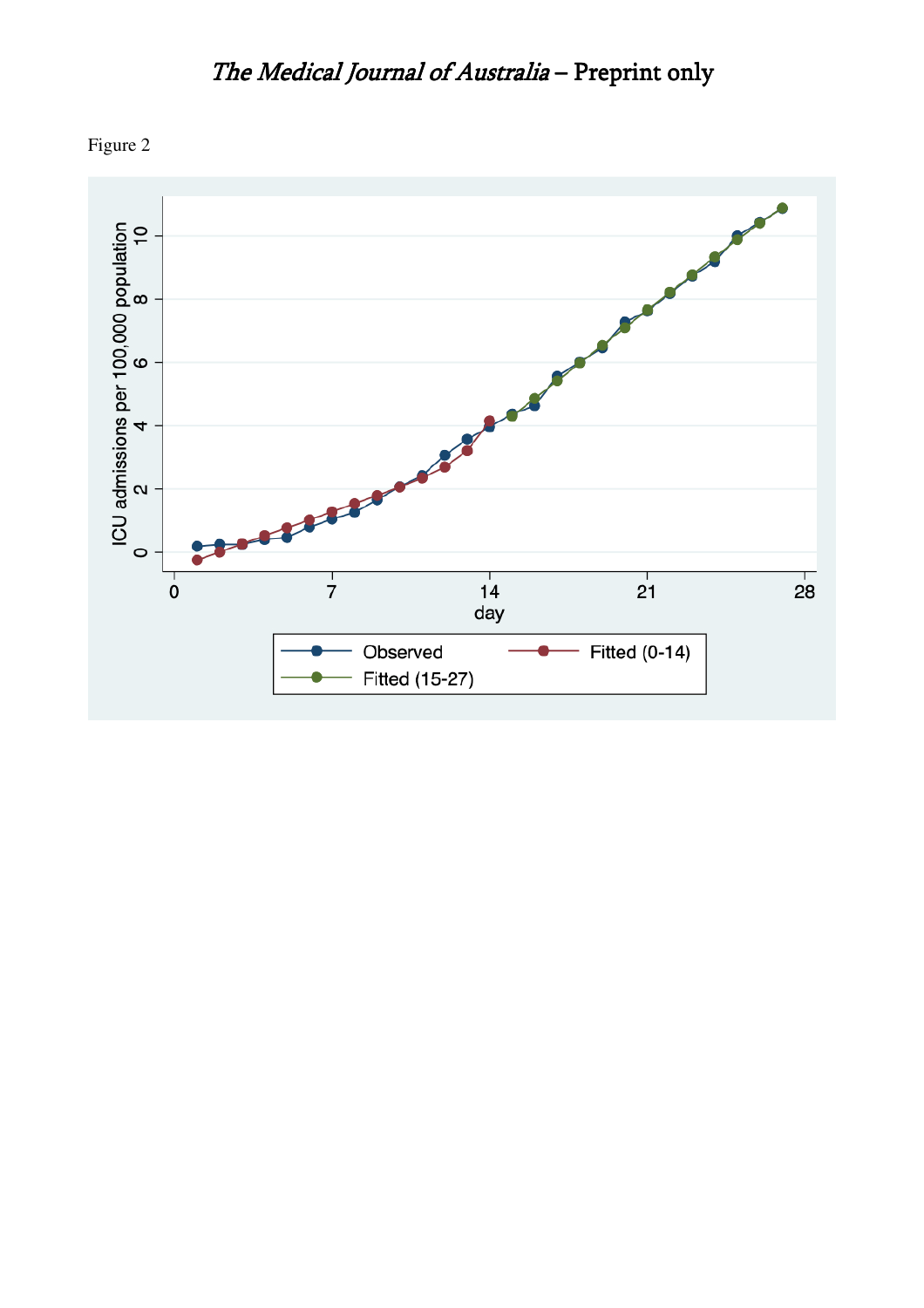Figure 2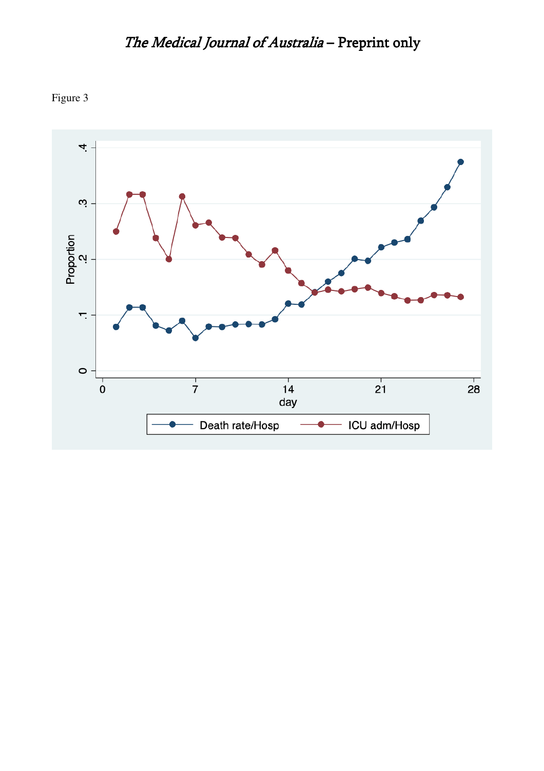Figure 3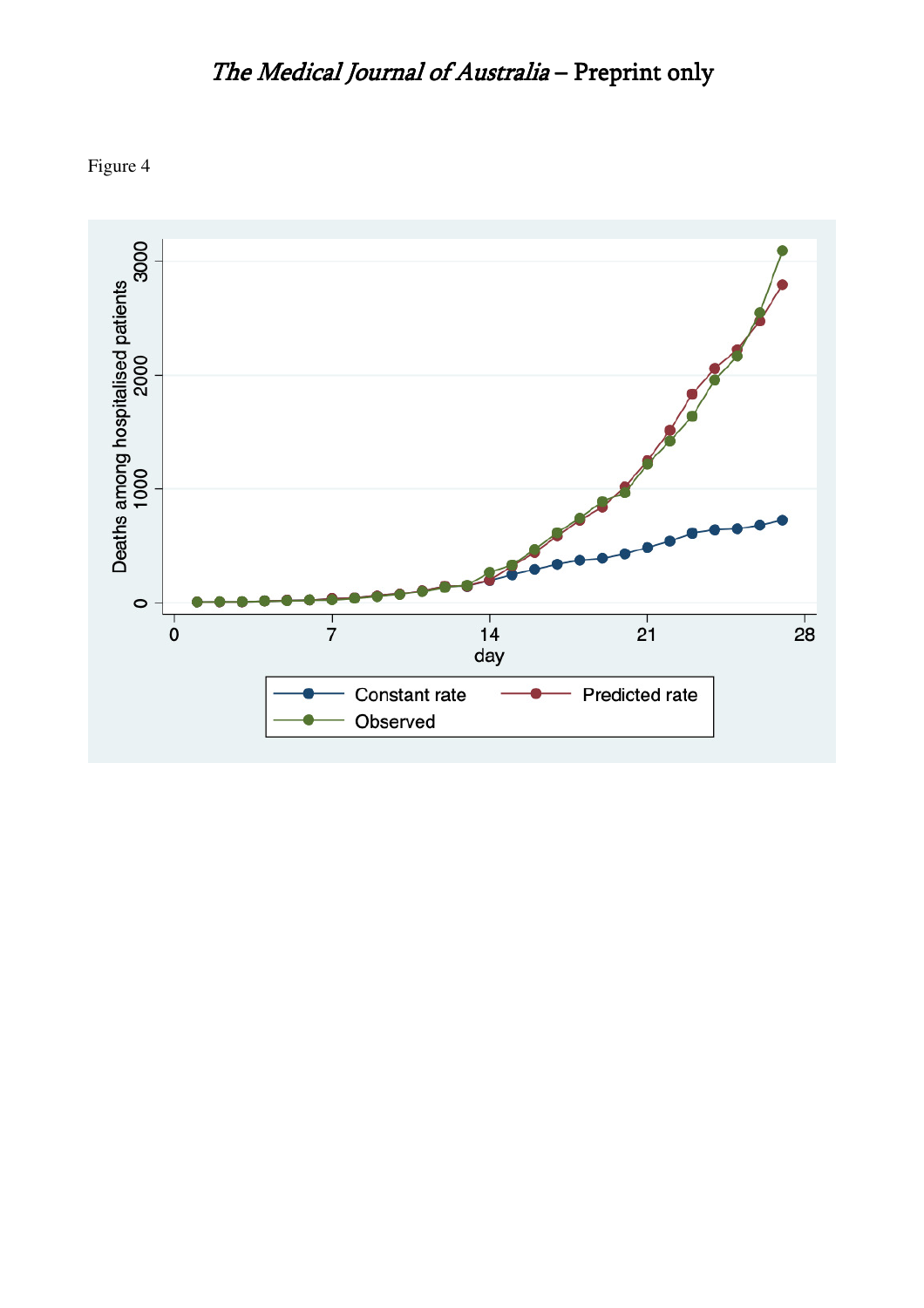Figure 4

Deaths among hospitalised patients

0
1000
2000
3000

0
7
14
21
28

day

Constant rate
Predicted rate
Observed